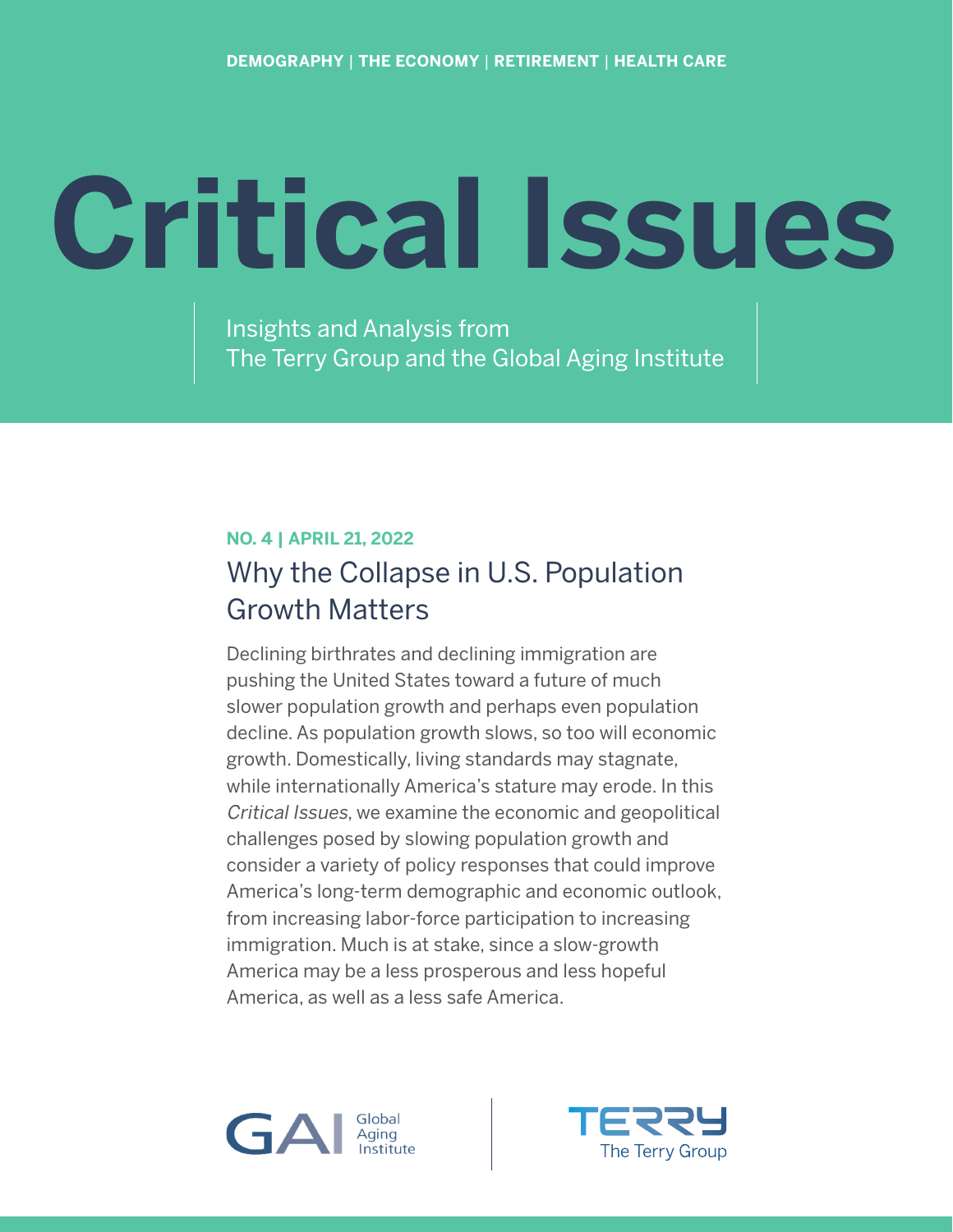DEMOGRAPHY | THE ECONOMY | RETIREMENT | HEALTH CARE

# Critical Issues

Insights and Analysis from
The Terry Group and the Global Aging Institute

**NO. 4 | APRIL 21, 2022**

## Why the Collapse in U.S. Population Growth Matters

Declining birthrates and declining immigration are pushing the United States toward a future of much slower population growth and perhaps even population decline. As population growth slows, so too will economic growth. Domestically, living standards may stagnate, while internationally America's stature may erode. In this *Critical Issues*, we examine the economic and geopolitical challenges posed by slowing population growth and consider a variety of policy responses that could improve America's long-term demographic and economic outlook, from increasing labor-force participation to increasing immigration. Much is at stake, since a slow-growth America may be a less prosperous and less hopeful America, as well as a less safe America.

GAI Global Aging Institute

TERRY The Terry Group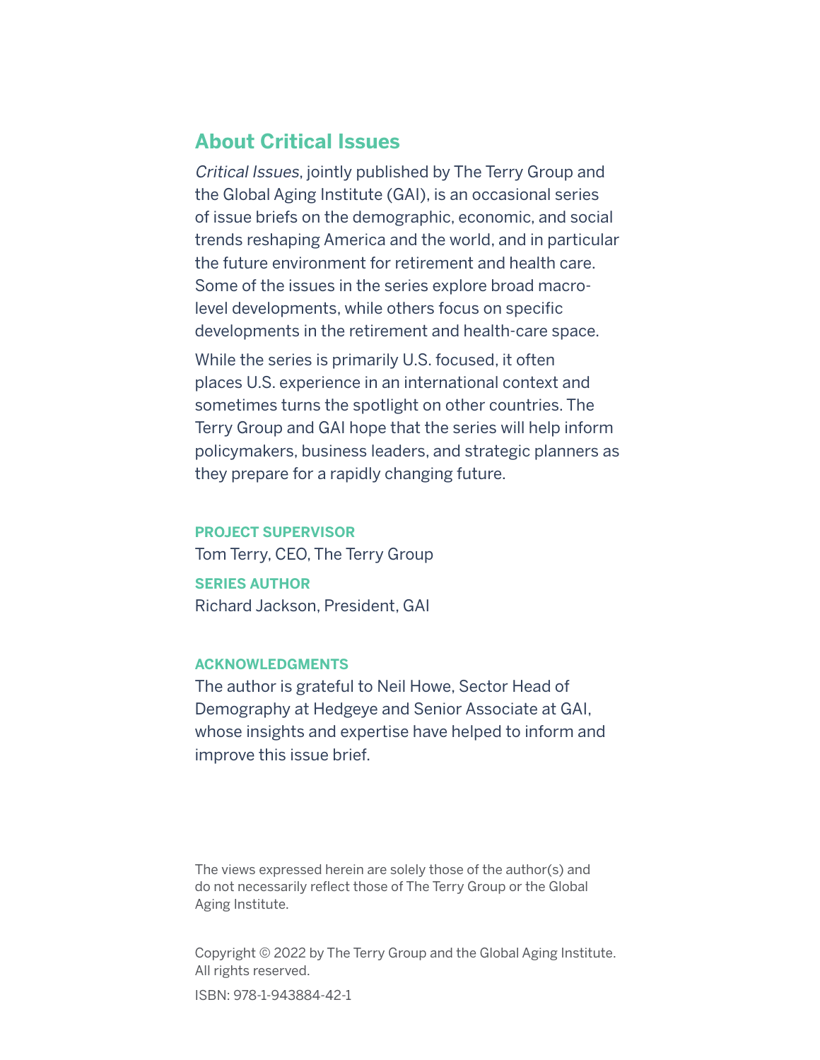## About Critical Issues

*Critical Issues*, jointly published by The Terry Group and the Global Aging Institute (GAI), is an occasional series of issue briefs on the demographic, economic, and social trends reshaping America and the world, and in particular the future environment for retirement and health care. Some of the issues in the series explore broad macro-level developments, while others focus on specific developments in the retirement and health-care space.

While the series is primarily U.S. focused, it often places U.S. experience in an international context and sometimes turns the spotlight on other countries. The Terry Group and GAI hope that the series will help inform policymakers, business leaders, and strategic planners as they prepare for a rapidly changing future.

**PROJECT SUPERVISOR**

Tom Terry, CEO, The Terry Group

**SERIES AUTHOR**

Richard Jackson, President, GAI

**ACKNOWLEDGMENTS**

The author is grateful to Neil Howe, Sector Head of Demography at Hedgeye and Senior Associate at GAI, whose insights and expertise have helped to inform and improve this issue brief.

The views expressed herein are solely those of the author(s) and do not necessarily reflect those of The Terry Group or the Global Aging Institute.

Copyright © 2022 by The Terry Group and the Global Aging Institute. All rights reserved.

ISBN: 978-1-943884-42-1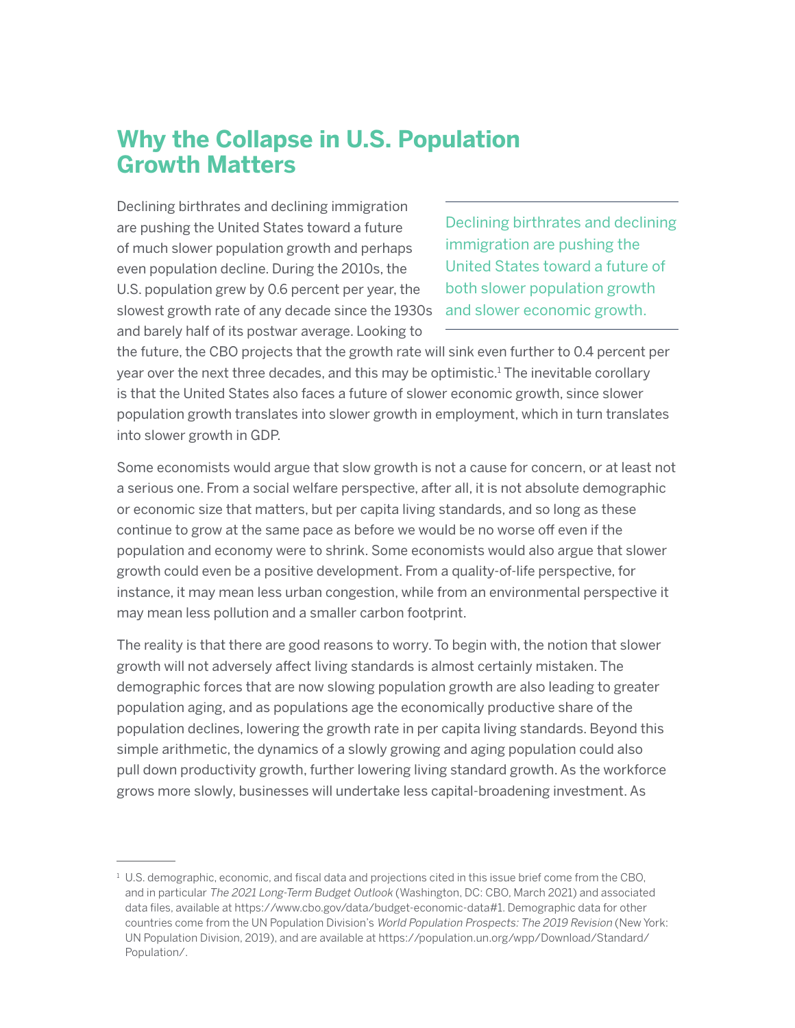# Why the Collapse in U.S. Population Growth Matters

Declining birthrates and declining immigration are pushing the United States toward a future of much slower population growth and perhaps even population decline. During the 2010s, the U.S. population grew by 0.6 percent per year, the slowest growth rate of any decade since the 1930s and barely half of its postwar average. Looking to the future, the CBO projects that the growth rate will sink even further to 0.4 percent per year over the next three decades, and this may be optimistic.[1] The inevitable corollary is that the United States also faces a future of slower economic growth, since slower population growth translates into slower growth in employment, which in turn translates into slower growth in GDP.

> Declining birthrates and declining immigration are pushing the United States toward a future of both slower population growth and slower economic growth.

Some economists would argue that slow growth is not a cause for concern, or at least not a serious one. From a social welfare perspective, after all, it is not absolute demographic or economic size that matters, but per capita living standards, and so long as these continue to grow at the same pace as before we would be no worse off even if the population and economy were to shrink. Some economists would also argue that slower growth could even be a positive development. From a quality-of-life perspective, for instance, it may mean less urban congestion, while from an environmental perspective it may mean less pollution and a smaller carbon footprint.

The reality is that there are good reasons to worry. To begin with, the notion that slower growth will not adversely affect living standards is almost certainly mistaken. The demographic forces that are now slowing population growth are also leading to greater population aging, and as populations age the economically productive share of the population declines, lowering the growth rate in per capita living standards. Beyond this simple arithmetic, the dynamics of a slowly growing and aging population could also pull down productivity growth, further lowering living standard growth. As the workforce grows more slowly, businesses will undertake less capital-broadening investment. As

---

[1] U.S. demographic, economic, and fiscal data and projections cited in this issue brief come from the CBO, and in particular *The 2021 Long-Term Budget Outlook* (Washington, DC: CBO, March 2021) and associated data files, available at https://www.cbo.gov/data/budget-economic-data#1. Demographic data for other countries come from the UN Population Division's *World Population Prospects: The 2019 Revision* (New York: UN Population Division, 2019), and are available at https://population.un.org/wpp/Download/Standard/Population/.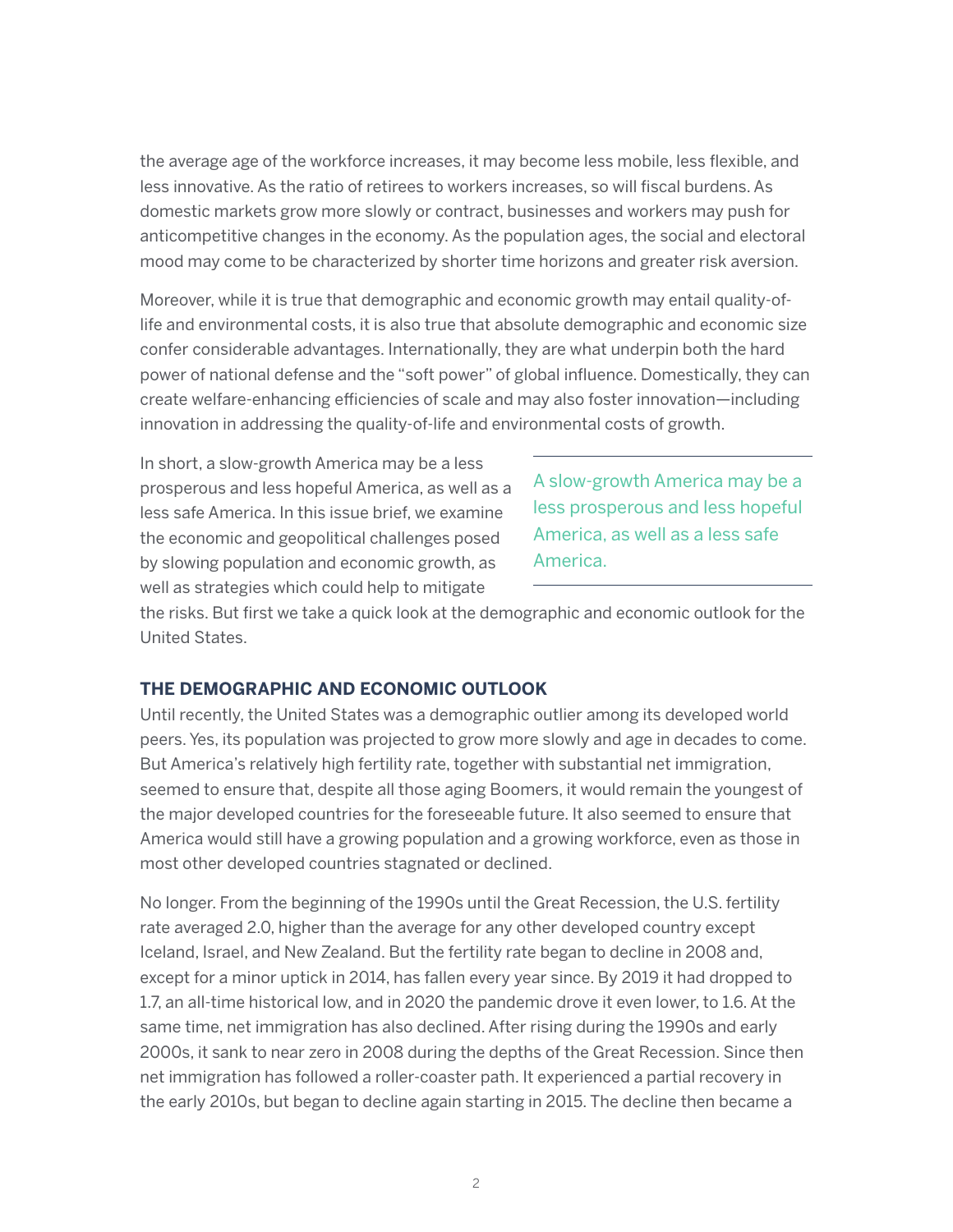the average age of the workforce increases, it may become less mobile, less flexible, and less innovative. As the ratio of retirees to workers increases, so will fiscal burdens. As domestic markets grow more slowly or contract, businesses and workers may push for anticompetitive changes in the economy. As the population ages, the social and electoral mood may come to be characterized by shorter time horizons and greater risk aversion.

Moreover, while it is true that demographic and economic growth may entail quality-of-life and environmental costs, it is also true that absolute demographic and economic size confer considerable advantages. Internationally, they are what underpin both the hard power of national defense and the "soft power" of global influence. Domestically, they can create welfare-enhancing efficiencies of scale and may also foster innovation—including innovation in addressing the quality-of-life and environmental costs of growth.

In short, a slow-growth America may be a less prosperous and less hopeful America, as well as a less safe America. In this issue brief, we examine the economic and geopolitical challenges posed by slowing population and economic growth, as well as strategies which could help to mitigate the risks. But first we take a quick look at the demographic and economic outlook for the United States.

> A slow-growth America may be a less prosperous and less hopeful America, as well as a less safe America.

## THE DEMOGRAPHIC AND ECONOMIC OUTLOOK

Until recently, the United States was a demographic outlier among its developed world peers. Yes, its population was projected to grow more slowly and age in decades to come. But America's relatively high fertility rate, together with substantial net immigration, seemed to ensure that, despite all those aging Boomers, it would remain the youngest of the major developed countries for the foreseeable future. It also seemed to ensure that America would still have a growing population and a growing workforce, even as those in most other developed countries stagnated or declined.

No longer. From the beginning of the 1990s until the Great Recession, the U.S. fertility rate averaged 2.0, higher than the average for any other developed country except Iceland, Israel, and New Zealand. But the fertility rate began to decline in 2008 and, except for a minor uptick in 2014, has fallen every year since. By 2019 it had dropped to 1.7, an all-time historical low, and in 2020 the pandemic drove it even lower, to 1.6. At the same time, net immigration has also declined. After rising during the 1990s and early 2000s, it sank to near zero in 2008 during the depths of the Great Recession. Since then net immigration has followed a roller-coaster path. It experienced a partial recovery in the early 2010s, but began to decline again starting in 2015. The decline then became a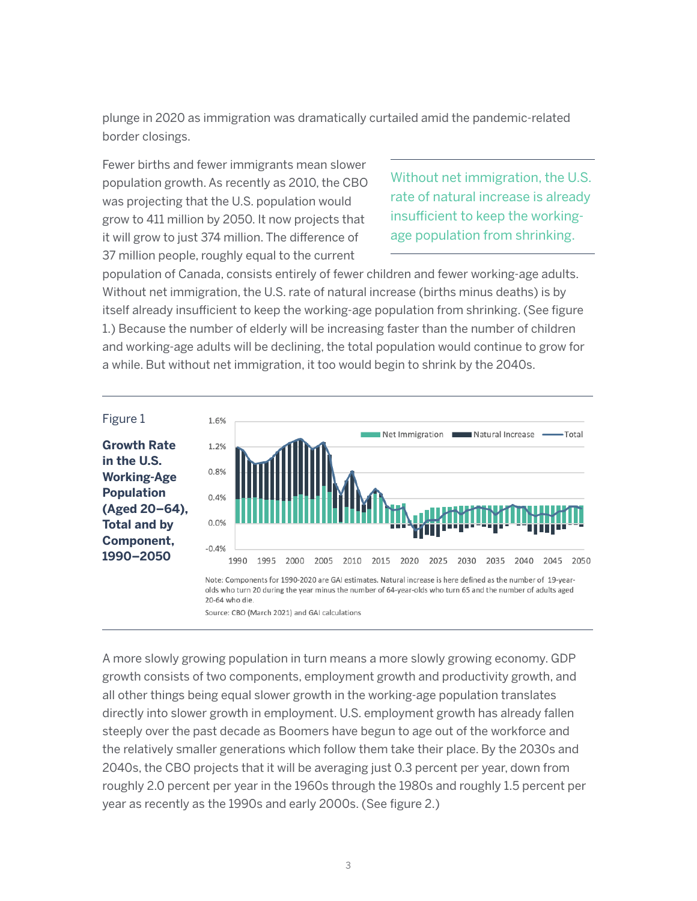plunge in 2020 as immigration was dramatically curtailed amid the pandemic-related border closings.

Fewer births and fewer immigrants mean slower population growth. As recently as 2010, the CBO was projecting that the U.S. population would grow to 411 million by 2050. It now projects that it will grow to just 374 million. The difference of 37 million people, roughly equal to the current population of Canada, consists entirely of fewer children and fewer working-age adults. Without net immigration, the U.S. rate of natural increase (births minus deaths) is by itself already insufficient to keep the working-age population from shrinking. (See figure 1.) Because the number of elderly will be increasing faster than the number of children and working-age adults will be declining, the total population would continue to grow for a while. But without net immigration, it too would begin to shrink by the 2040s.

> Without net immigration, the U.S. rate of natural increase is already insufficient to keep the working-age population from shrinking.

Figure 1

**Growth Rate in the U.S. Working-Age Population (Aged 20–64), Total and by Component, 1990–2050**

Note: Components for 1990-2020 are GAI estimates. Natural increase is here defined as the number of 19-year-olds who turn 20 during the year minus the number of 64-year-olds who turn 65 and the number of adults aged 20-64 who die.

Source: CBO (March 2021) and GAI calculations

A more slowly growing population in turn means a more slowly growing economy. GDP growth consists of two components, employment growth and productivity growth, and all other things being equal slower growth in the working-age population translates directly into slower growth in employment. U.S. employment growth has already fallen steeply over the past decade as Boomers have begun to age out of the workforce and the relatively smaller generations which follow them take their place. By the 2030s and 2040s, the CBO projects that it will be averaging just 0.3 percent per year, down from roughly 2.0 percent per year in the 1960s through the 1980s and roughly 1.5 percent per year as recently as the 1990s and early 2000s. (See figure 2.)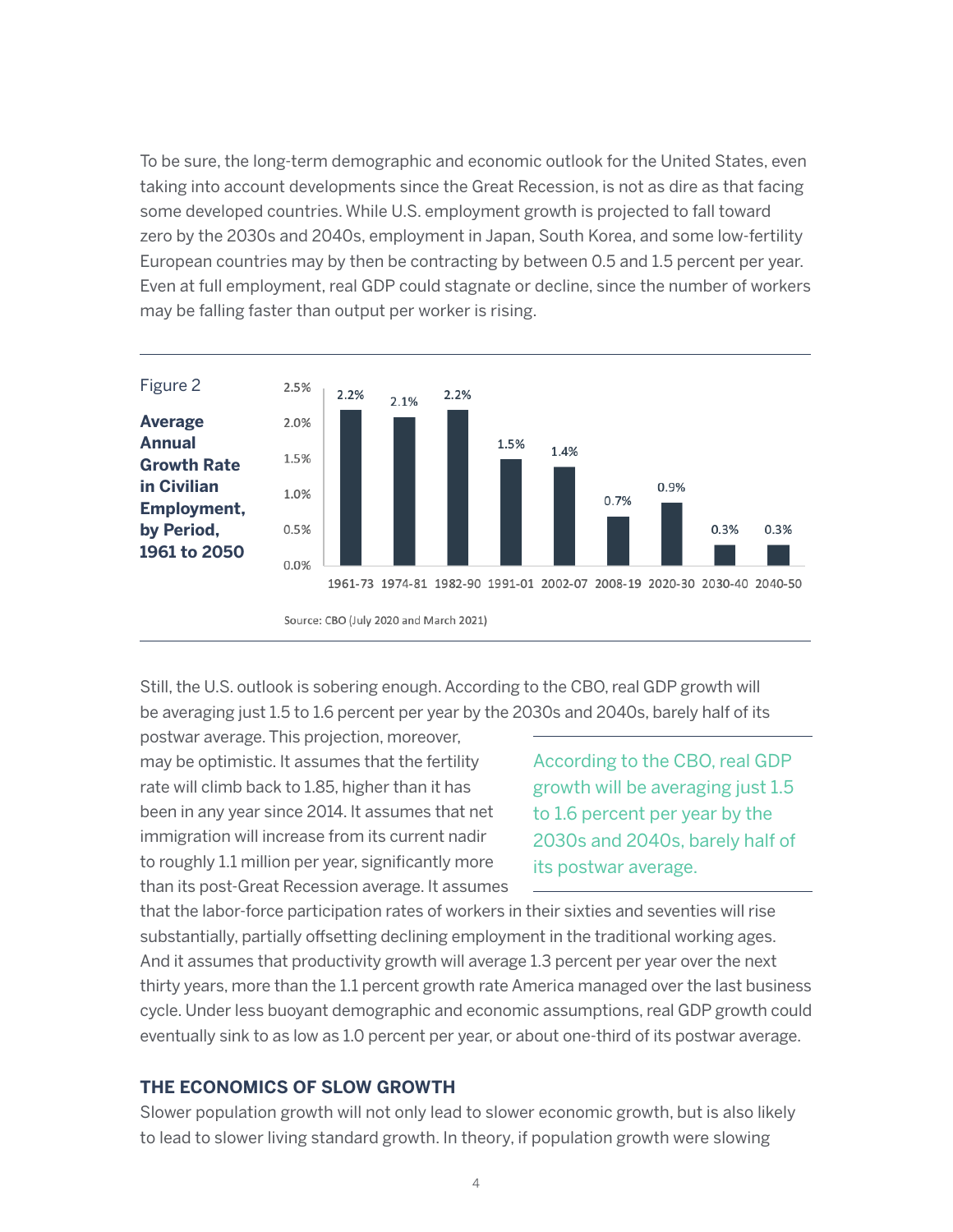To be sure, the long-term demographic and economic outlook for the United States, even taking into account developments since the Great Recession, is not as dire as that facing some developed countries. While U.S. employment growth is projected to fall toward zero by the 2030s and 2040s, employment in Japan, South Korea, and some low-fertility European countries may by then be contracting by between 0.5 and 1.5 percent per year. Even at full employment, real GDP could stagnate or decline, since the number of workers may be falling faster than output per worker is rising.

Figure 2

**Average Annual Growth Rate in Civilian Employment, by Period, 1961 to 2050**

| Period | Growth Rate |
|---|---|
| 1961-73 | 2.2% |
| 1974-81 | 2.1% |
| 1982-90 | 2.2% |
| 1991-01 | 1.5% |
| 2002-07 | 1.4% |
| 2008-19 | 0.7% |
| 2020-30 | 0.9% |
| 2030-40 | 0.3% |
| 2040-50 | 0.3% |

Source: CBO (July 2020 and March 2021)

Still, the U.S. outlook is sobering enough. According to the CBO, real GDP growth will be averaging just 1.5 to 1.6 percent per year by the 2030s and 2040s, barely half of its postwar average. This projection, moreover, may be optimistic. It assumes that the fertility rate will climb back to 1.85, higher than it has been in any year since 2014. It assumes that net immigration will increase from its current nadir to roughly 1.1 million per year, significantly more than its post-Great Recession average. It assumes that the labor-force participation rates of workers in their sixties and seventies will rise substantially, partially offsetting declining employment in the traditional working ages. And it assumes that productivity growth will average 1.3 percent per year over the next thirty years, more than the 1.1 percent growth rate America managed over the last business cycle. Under less buoyant demographic and economic assumptions, real GDP growth could eventually sink to as low as 1.0 percent per year, or about one-third of its postwar average.

> According to the CBO, real GDP growth will be averaging just 1.5 to 1.6 percent per year by the 2030s and 2040s, barely half of its postwar average.

## THE ECONOMICS OF SLOW GROWTH

Slower population growth will not only lead to slower economic growth, but is also likely to lead to slower living standard growth. In theory, if population growth were slowing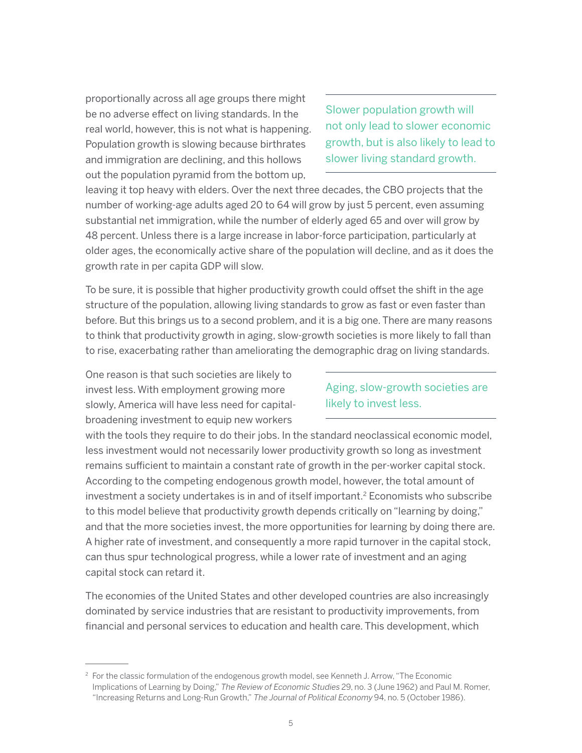proportionally across all age groups there might be no adverse effect on living standards. In the real world, however, this is not what is happening. Population growth is slowing because birthrates and immigration are declining, and this hollows out the population pyramid from the bottom up, leaving it top heavy with elders. Over the next three decades, the CBO projects that the number of working-age adults aged 20 to 64 will grow by just 5 percent, even assuming substantial net immigration, while the number of elderly aged 65 and over will grow by 48 percent. Unless there is a large increase in labor-force participation, particularly at older ages, the economically active share of the population will decline, and as it does the growth rate in per capita GDP will slow.

> Slower population growth will not only lead to slower economic growth, but is also likely to lead to slower living standard growth.

To be sure, it is possible that higher productivity growth could offset the shift in the age structure of the population, allowing living standards to grow as fast or even faster than before. But this brings us to a second problem, and it is a big one. There are many reasons to think that productivity growth in aging, slow-growth societies is more likely to fall than to rise, exacerbating rather than ameliorating the demographic drag on living standards.

One reason is that such societies are likely to invest less. With employment growing more slowly, America will have less need for capital-broadening investment to equip new workers with the tools they require to do their jobs. In the standard neoclassical economic model, less investment would not necessarily lower productivity growth so long as investment remains sufficient to maintain a constant rate of growth in the per-worker capital stock. According to the competing endogenous growth model, however, the total amount of investment a society undertakes is in and of itself important.[2] Economists who subscribe to this model believe that productivity growth depends critically on "learning by doing," and that the more societies invest, the more opportunities for learning by doing there are. A higher rate of investment, and consequently a more rapid turnover in the capital stock, can thus spur technological progress, while a lower rate of investment and an aging capital stock can retard it.

> Aging, slow-growth societies are likely to invest less.

The economies of the United States and other developed countries are also increasingly dominated by service industries that are resistant to productivity improvements, from financial and personal services to education and health care. This development, which

---

[2] For the classic formulation of the endogenous growth model, see Kenneth J. Arrow, "The Economic Implications of Learning by Doing," *The Review of Economic Studies* 29, no. 3 (June 1962) and Paul M. Romer, "Increasing Returns and Long-Run Growth," *The Journal of Political Economy* 94, no. 5 (October 1986).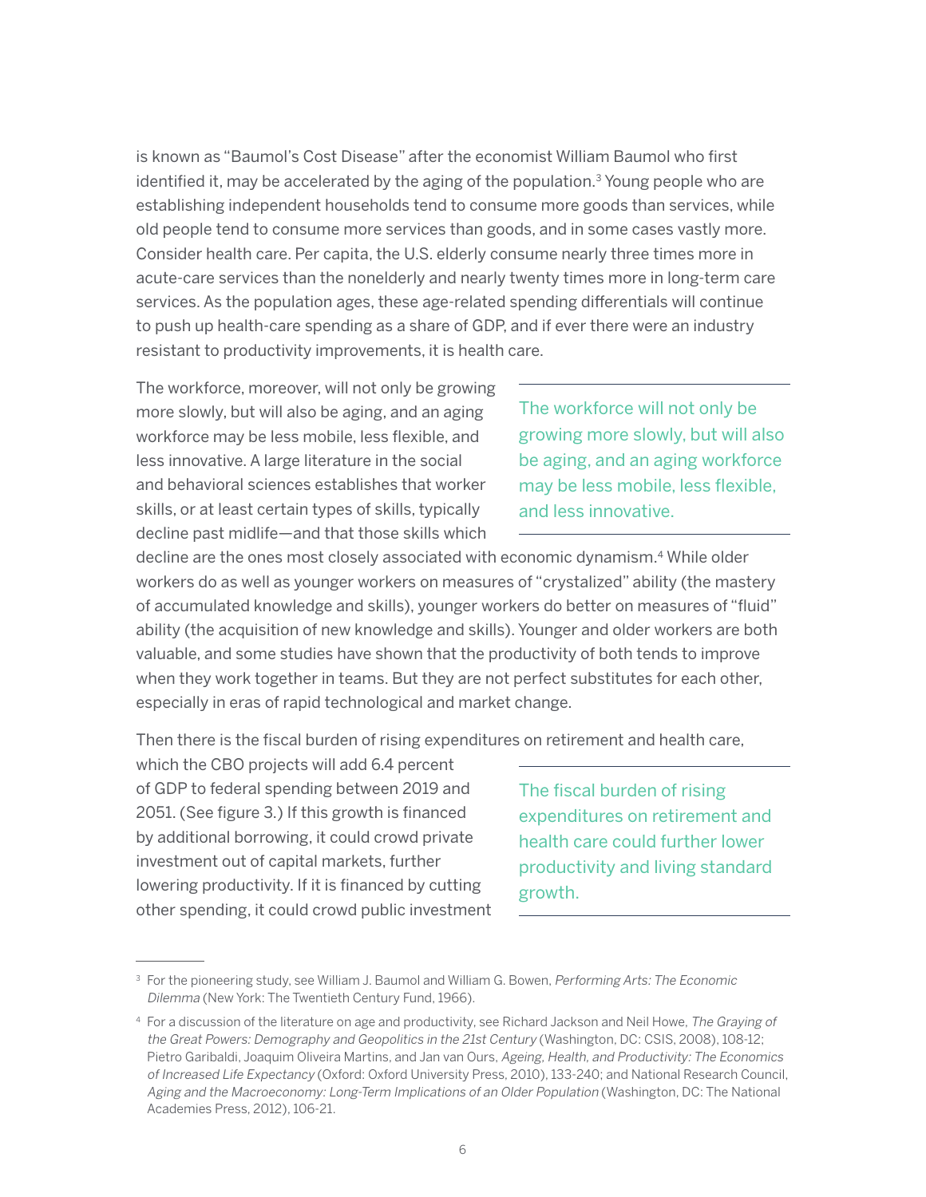is known as "Baumol's Cost Disease" after the economist William Baumol who first identified it, may be accelerated by the aging of the population.[3] Young people who are establishing independent households tend to consume more goods than services, while old people tend to consume more services than goods, and in some cases vastly more. Consider health care. Per capita, the U.S. elderly consume nearly three times more in acute-care services than the nonelderly and nearly twenty times more in long-term care services. As the population ages, these age-related spending differentials will continue to push up health-care spending as a share of GDP, and if ever there were an industry resistant to productivity improvements, it is health care.

The workforce, moreover, will not only be growing more slowly, but will also be aging, and an aging workforce may be less mobile, less flexible, and less innovative. A large literature in the social and behavioral sciences establishes that worker skills, or at least certain types of skills, typically decline past midlife—and that those skills which decline are the ones most closely associated with economic dynamism.[4] While older workers do as well as younger workers on measures of "crystalized" ability (the mastery of accumulated knowledge and skills), younger workers do better on measures of "fluid" ability (the acquisition of new knowledge and skills). Younger and older workers are both valuable, and some studies have shown that the productivity of both tends to improve when they work together in teams. But they are not perfect substitutes for each other, especially in eras of rapid technological and market change.

> The workforce will not only be growing more slowly, but will also be aging, and an aging workforce may be less mobile, less flexible, and less innovative.

Then there is the fiscal burden of rising expenditures on retirement and health care, which the CBO projects will add 6.4 percent of GDP to federal spending between 2019 and 2051. (See figure 3.) If this growth is financed by additional borrowing, it could crowd private investment out of capital markets, further lowering productivity. If it is financed by cutting other spending, it could crowd public investment

> The fiscal burden of rising expenditures on retirement and health care could further lower productivity and living standard growth.

---

[3] For the pioneering study, see William J. Baumol and William G. Bowen, *Performing Arts: The Economic Dilemma* (New York: The Twentieth Century Fund, 1966).

[4] For a discussion of the literature on age and productivity, see Richard Jackson and Neil Howe, *The Graying of the Great Powers: Demography and Geopolitics in the 21st Century* (Washington, DC: CSIS, 2008), 108-12; Pietro Garibaldi, Joaquim Oliveira Martins, and Jan van Ours, *Ageing, Health, and Productivity: The Economics of Increased Life Expectancy* (Oxford: Oxford University Press, 2010), 133-240; and National Research Council, *Aging and the Macroeconomy: Long-Term Implications of an Older Population* (Washington, DC: The National Academies Press, 2012), 106-21.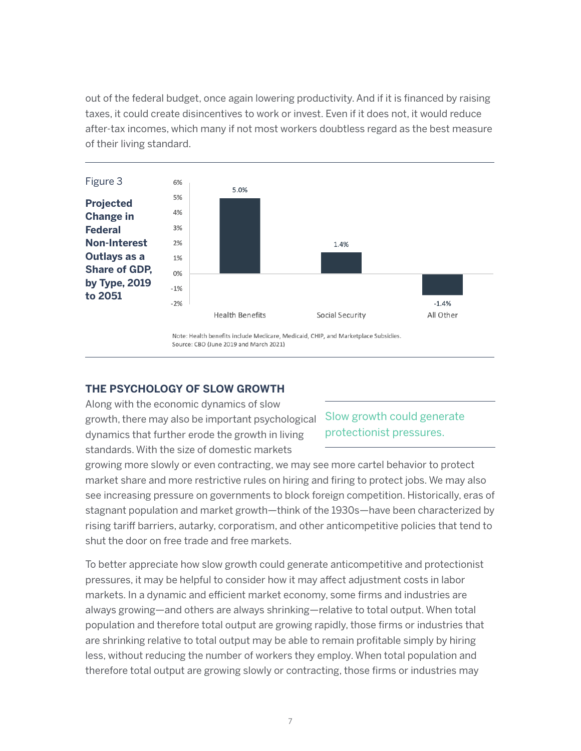out of the federal budget, once again lowering productivity. And if it is financed by raising taxes, it could create disincentives to work or invest. Even if it does not, it would reduce after-tax incomes, which many if not most workers doubtless regard as the best measure of their living standard.

Figure 3

**Projected Change in Federal Non-Interest Outlays as a Share of GDP, by Type, 2019 to 2051**

| Type | Change |
|---|---|
| Health Benefits | 5.0% |
| Social Security | 1.4% |
| All Other | -1.4% |

Note: Health benefits include Medicare, Medicaid, CHIP, and Marketplace Subsidies.
Source: CBO (June 2019 and March 2021)

## THE PSYCHOLOGY OF SLOW GROWTH

Along with the economic dynamics of slow growth, there may also be important psychological dynamics that further erode the growth in living standards. With the size of domestic markets growing more slowly or even contracting, we may see more cartel behavior to protect market share and more restrictive rules on hiring and firing to protect jobs. We may also see increasing pressure on governments to block foreign competition. Historically, eras of stagnant population and market growth—think of the 1930s—have been characterized by rising tariff barriers, autarky, corporatism, and other anticompetitive policies that tend to shut the door on free trade and free markets.

> Slow growth could generate protectionist pressures.

To better appreciate how slow growth could generate anticompetitive and protectionist pressures, it may be helpful to consider how it may affect adjustment costs in labor markets. In a dynamic and efficient market economy, some firms and industries are always growing—and others are always shrinking—relative to total output. When total population and therefore total output are growing rapidly, those firms or industries that are shrinking relative to total output may be able to remain profitable simply by hiring less, without reducing the number of workers they employ. When total population and therefore total output are growing slowly or contracting, those firms or industries may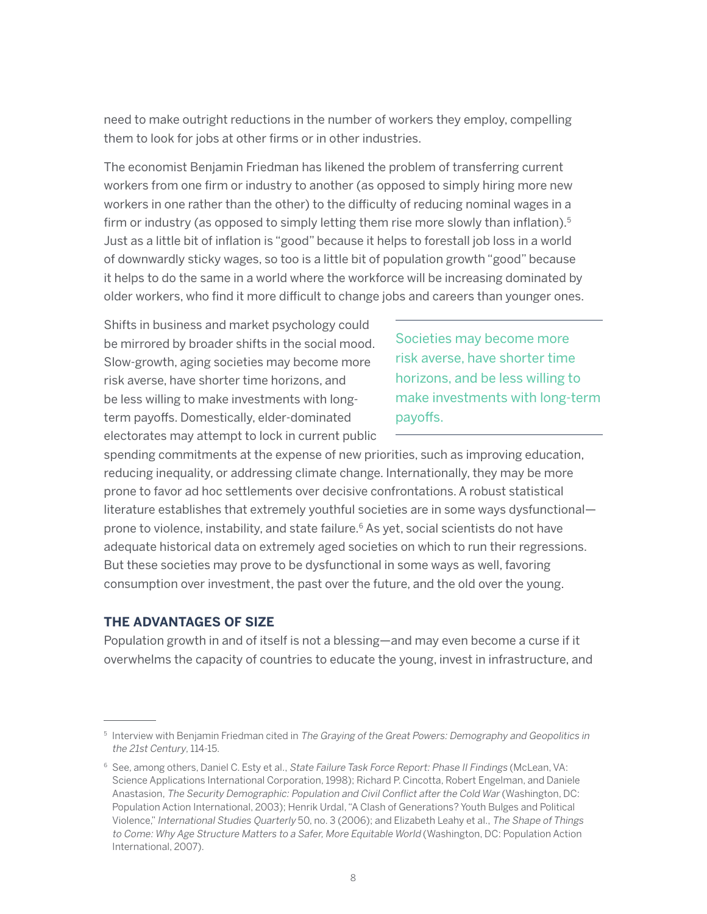need to make outright reductions in the number of workers they employ, compelling them to look for jobs at other firms or in other industries.

The economist Benjamin Friedman has likened the problem of transferring current workers from one firm or industry to another (as opposed to simply hiring more new workers in one rather than the other) to the difficulty of reducing nominal wages in a firm or industry (as opposed to simply letting them rise more slowly than inflation).[5] Just as a little bit of inflation is "good" because it helps to forestall job loss in a world of downwardly sticky wages, so too is a little bit of population growth "good" because it helps to do the same in a world where the workforce will be increasing dominated by older workers, who find it more difficult to change jobs and careers than younger ones.

Shifts in business and market psychology could be mirrored by broader shifts in the social mood. Slow-growth, aging societies may become more risk averse, have shorter time horizons, and be less willing to make investments with long-term payoffs. Domestically, elder-dominated electorates may attempt to lock in current public spending commitments at the expense of new priorities, such as improving education, reducing inequality, or addressing climate change. Internationally, they may be more prone to favor ad hoc settlements over decisive confrontations. A robust statistical literature establishes that extremely youthful societies are in some ways dysfunctional—prone to violence, instability, and state failure.[6] As yet, social scientists do not have adequate historical data on extremely aged societies on which to run their regressions. But these societies may prove to be dysfunctional in some ways as well, favoring consumption over investment, the past over the future, and the old over the young.

> Societies may become more risk averse, have shorter time horizons, and be less willing to make investments with long-term payoffs.

## THE ADVANTAGES OF SIZE

Population growth in and of itself is not a blessing—and may even become a curse if it overwhelms the capacity of countries to educate the young, invest in infrastructure, and

---

[5] Interview with Benjamin Friedman cited in *The Graying of the Great Powers: Demography and Geopolitics in the 21st Century*, 114-15.

[6] See, among others, Daniel C. Esty et al., *State Failure Task Force Report: Phase II Findings* (McLean, VA: Science Applications International Corporation, 1998); Richard P. Cincotta, Robert Engelman, and Daniele Anastasion, *The Security Demographic: Population and Civil Conflict after the Cold War* (Washington, DC: Population Action International, 2003); Henrik Urdal, "A Clash of Generations? Youth Bulges and Political Violence," *International Studies Quarterly* 50, no. 3 (2006); and Elizabeth Leahy et al., *The Shape of Things to Come: Why Age Structure Matters to a Safer, More Equitable World* (Washington, DC: Population Action International, 2007).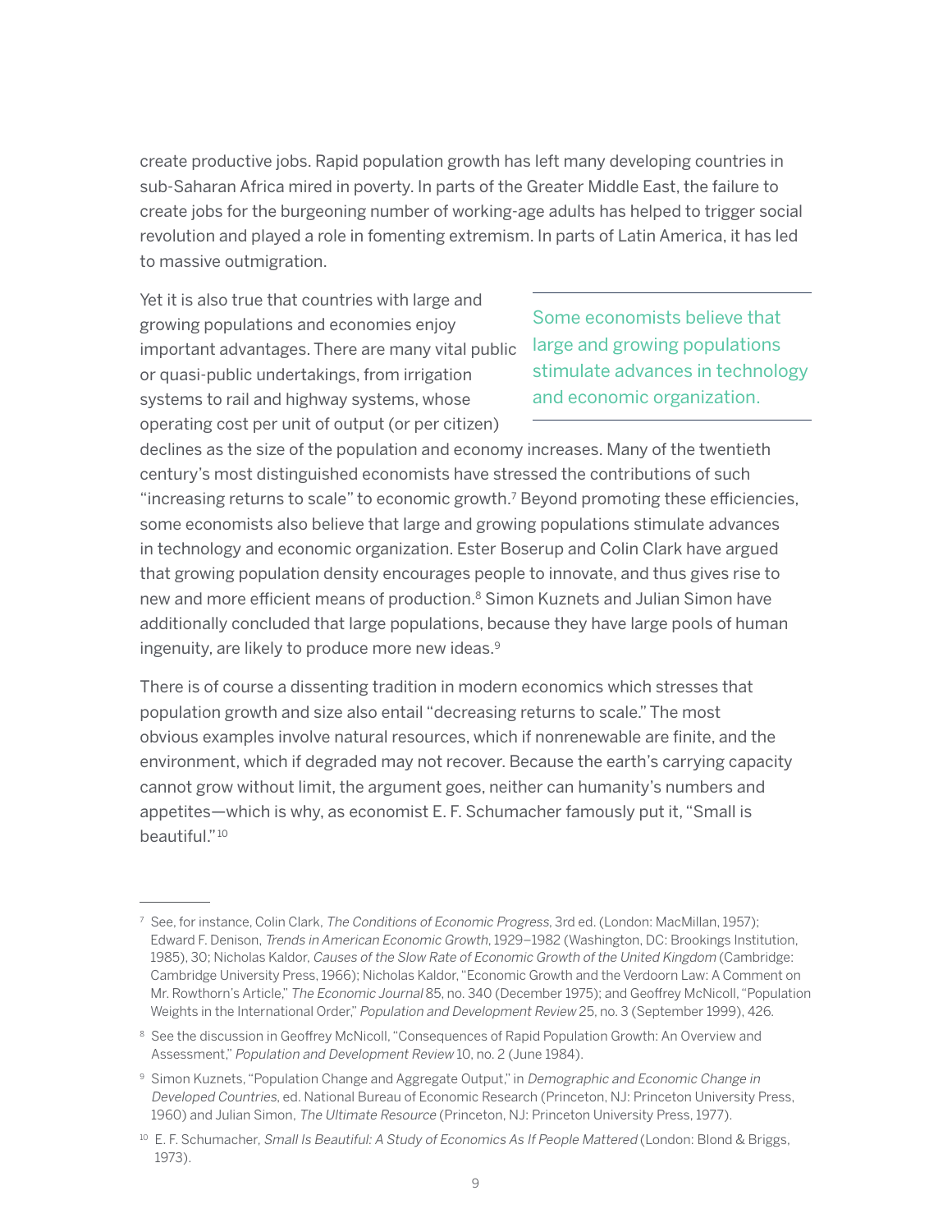create productive jobs. Rapid population growth has left many developing countries in sub-Saharan Africa mired in poverty. In parts of the Greater Middle East, the failure to create jobs for the burgeoning number of working-age adults has helped to trigger social revolution and played a role in fomenting extremism. In parts of Latin America, it has led to massive outmigration.

Yet it is also true that countries with large and growing populations and economies enjoy important advantages. There are many vital public or quasi-public undertakings, from irrigation systems to rail and highway systems, whose operating cost per unit of output (or per citizen) declines as the size of the population and economy increases. Many of the twentieth century's most distinguished economists have stressed the contributions of such "increasing returns to scale" to economic growth.[7] Beyond promoting these efficiencies, some economists also believe that large and growing populations stimulate advances in technology and economic organization. Ester Boserup and Colin Clark have argued that growing population density encourages people to innovate, and thus gives rise to new and more efficient means of production.[8] Simon Kuznets and Julian Simon have additionally concluded that large populations, because they have large pools of human ingenuity, are likely to produce more new ideas.[9]

> Some economists believe that large and growing populations stimulate advances in technology and economic organization.

There is of course a dissenting tradition in modern economics which stresses that population growth and size also entail "decreasing returns to scale." The most obvious examples involve natural resources, which if nonrenewable are finite, and the environment, which if degraded may not recover. Because the earth's carrying capacity cannot grow without limit, the argument goes, neither can humanity's numbers and appetites—which is why, as economist E. F. Schumacher famously put it, "Small is beautiful."[10]

---

[7] See, for instance, Colin Clark, *The Conditions of Economic Progress*, 3rd ed. (London: MacMillan, 1957); Edward F. Denison, *Trends in American Economic Growth*, 1929–1982 (Washington, DC: Brookings Institution, 1985), 30; Nicholas Kaldor, *Causes of the Slow Rate of Economic Growth of the United Kingdom* (Cambridge: Cambridge University Press, 1966); Nicholas Kaldor, "Economic Growth and the Verdoorn Law: A Comment on Mr. Rowthorn's Article," *The Economic Journal* 85, no. 340 (December 1975); and Geoffrey McNicoll, "Population Weights in the International Order," *Population and Development Review* 25, no. 3 (September 1999), 426.

[8] See the discussion in Geoffrey McNicoll, "Consequences of Rapid Population Growth: An Overview and Assessment," *Population and Development Review* 10, no. 2 (June 1984).

[9] Simon Kuznets, "Population Change and Aggregate Output," in *Demographic and Economic Change in Developed Countries*, ed. National Bureau of Economic Research (Princeton, NJ: Princeton University Press, 1960) and Julian Simon, *The Ultimate Resource* (Princeton, NJ: Princeton University Press, 1977).

[10] E. F. Schumacher, *Small Is Beautiful: A Study of Economics As If People Mattered* (London: Blond & Briggs, 1973).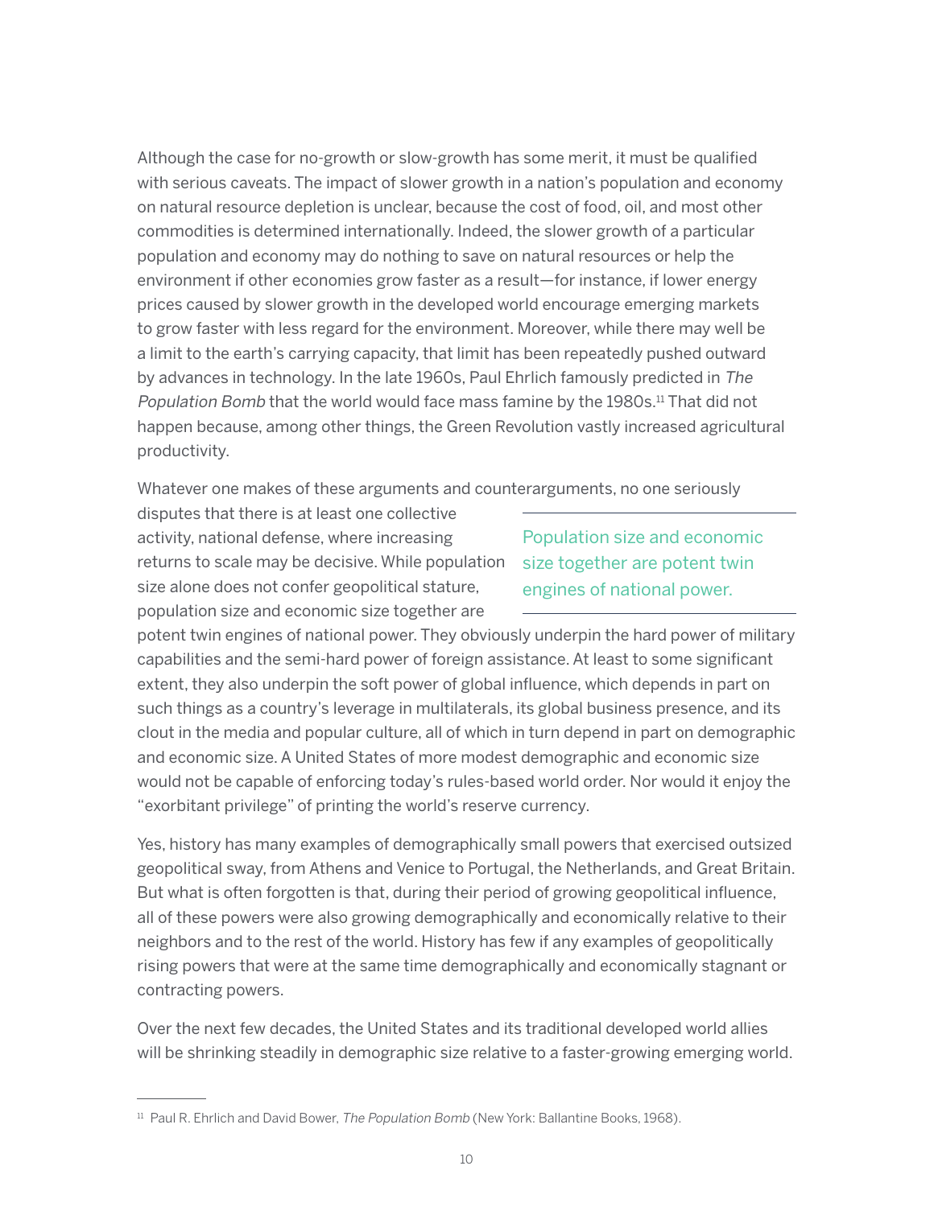Although the case for no-growth or slow-growth has some merit, it must be qualified with serious caveats. The impact of slower growth in a nation's population and economy on natural resource depletion is unclear, because the cost of food, oil, and most other commodities is determined internationally. Indeed, the slower growth of a particular population and economy may do nothing to save on natural resources or help the environment if other economies grow faster as a result—for instance, if lower energy prices caused by slower growth in the developed world encourage emerging markets to grow faster with less regard for the environment. Moreover, while there may well be a limit to the earth's carrying capacity, that limit has been repeatedly pushed outward by advances in technology. In the late 1960s, Paul Ehrlich famously predicted in *The Population Bomb* that the world would face mass famine by the 1980s.[11] That did not happen because, among other things, the Green Revolution vastly increased agricultural productivity.

Whatever one makes of these arguments and counterarguments, no one seriously disputes that there is at least one collective activity, national defense, where increasing returns to scale may be decisive. While population size alone does not confer geopolitical stature, population size and economic size together are potent twin engines of national power. They obviously underpin the hard power of military capabilities and the semi-hard power of foreign assistance. At least to some significant extent, they also underpin the soft power of global influence, which depends in part on such things as a country's leverage in multilaterals, its global business presence, and its clout in the media and popular culture, all of which in turn depend in part on demographic and economic size. A United States of more modest demographic and economic size would not be capable of enforcing today's rules-based world order. Nor would it enjoy the "exorbitant privilege" of printing the world's reserve currency.

> Population size and economic size together are potent twin engines of national power.

Yes, history has many examples of demographically small powers that exercised outsized geopolitical sway, from Athens and Venice to Portugal, the Netherlands, and Great Britain. But what is often forgotten is that, during their period of growing geopolitical influence, all of these powers were also growing demographically and economically relative to their neighbors and to the rest of the world. History has few if any examples of geopolitically rising powers that were at the same time demographically and economically stagnant or contracting powers.

Over the next few decades, the United States and its traditional developed world allies will be shrinking steadily in demographic size relative to a faster-growing emerging world.

[11] Paul R. Ehrlich and David Bower, *The Population Bomb* (New York: Ballantine Books, 1968).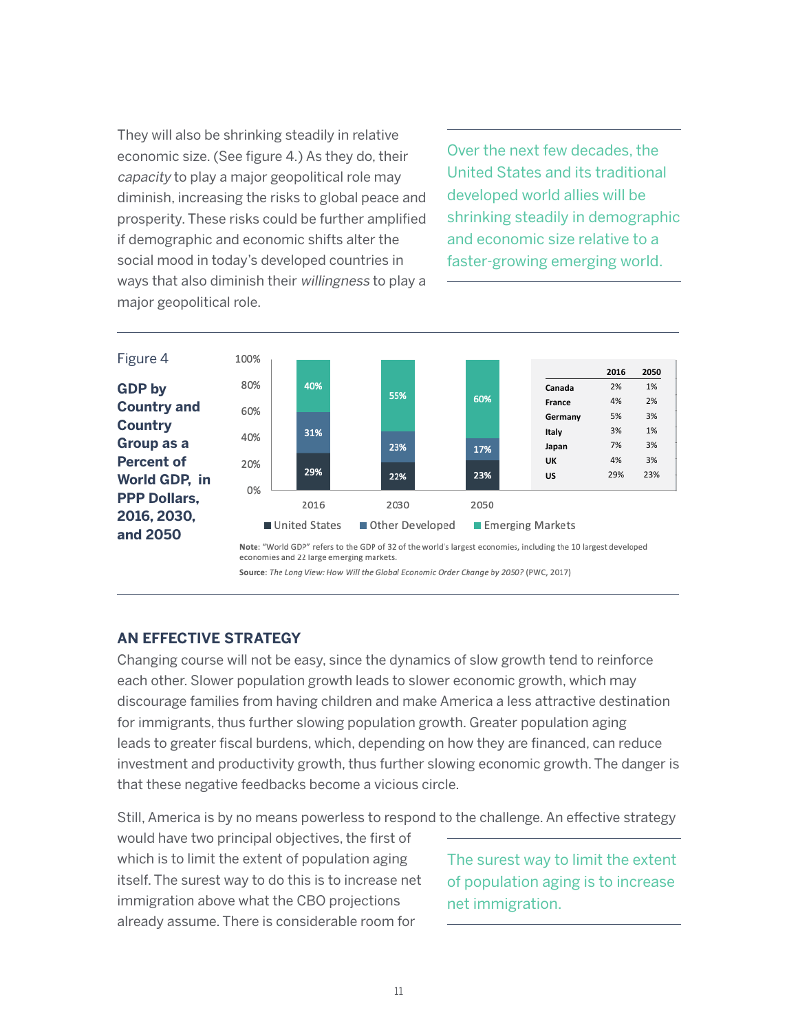They will also be shrinking steadily in relative economic size. (See figure 4.) As they do, their *capacity* to play a major geopolitical role may diminish, increasing the risks to global peace and prosperity. These risks could be further amplified if demographic and economic shifts alter the social mood in today's developed countries in ways that also diminish their *willingness* to play a major geopolitical role.

> Over the next few decades, the United States and its traditional developed world allies will be shrinking steadily in demographic and economic size relative to a faster-growing emerging world.

Figure 4

**GDP by Country and Country Group as a Percent of World GDP, in PPP Dollars, 2016, 2030, and 2050**

| | 2016 | 2030 | 2050 |
|---|---|---|---|
| United States | 29% | 22% | 23% |
| Other Developed | 31% | 23% | 17% |
| Emerging Markets | 40% | 55% | 60% |

| | 2016 | 2050 |
|---|---|---|
| Canada | 2% | 1% |
| France | 4% | 2% |
| Germany | 5% | 3% |
| Italy | 3% | 1% |
| Japan | 7% | 3% |
| UK | 4% | 3% |
| US | 29% | 23% |

**Note**: "World GDP" refers to the GDP of 32 of the world's largest economies, including the 10 largest developed economies and 22 large emerging markets.

**Source**: *The Long View: How Will the Global Economic Order Change by 2050?* (PWC, 2017)

## AN EFFECTIVE STRATEGY

Changing course will not be easy, since the dynamics of slow growth tend to reinforce each other. Slower population growth leads to slower economic growth, which may discourage families from having children and make America a less attractive destination for immigrants, thus further slowing population growth. Greater population aging leads to greater fiscal burdens, which, depending on how they are financed, can reduce investment and productivity growth, thus further slowing economic growth. The danger is that these negative feedbacks become a vicious circle.

Still, America is by no means powerless to respond to the challenge. An effective strategy would have two principal objectives, the first of which is to limit the extent of population aging itself. The surest way to do this is to increase net immigration above what the CBO projections already assume. There is considerable room for

> The surest way to limit the extent of population aging is to increase net immigration.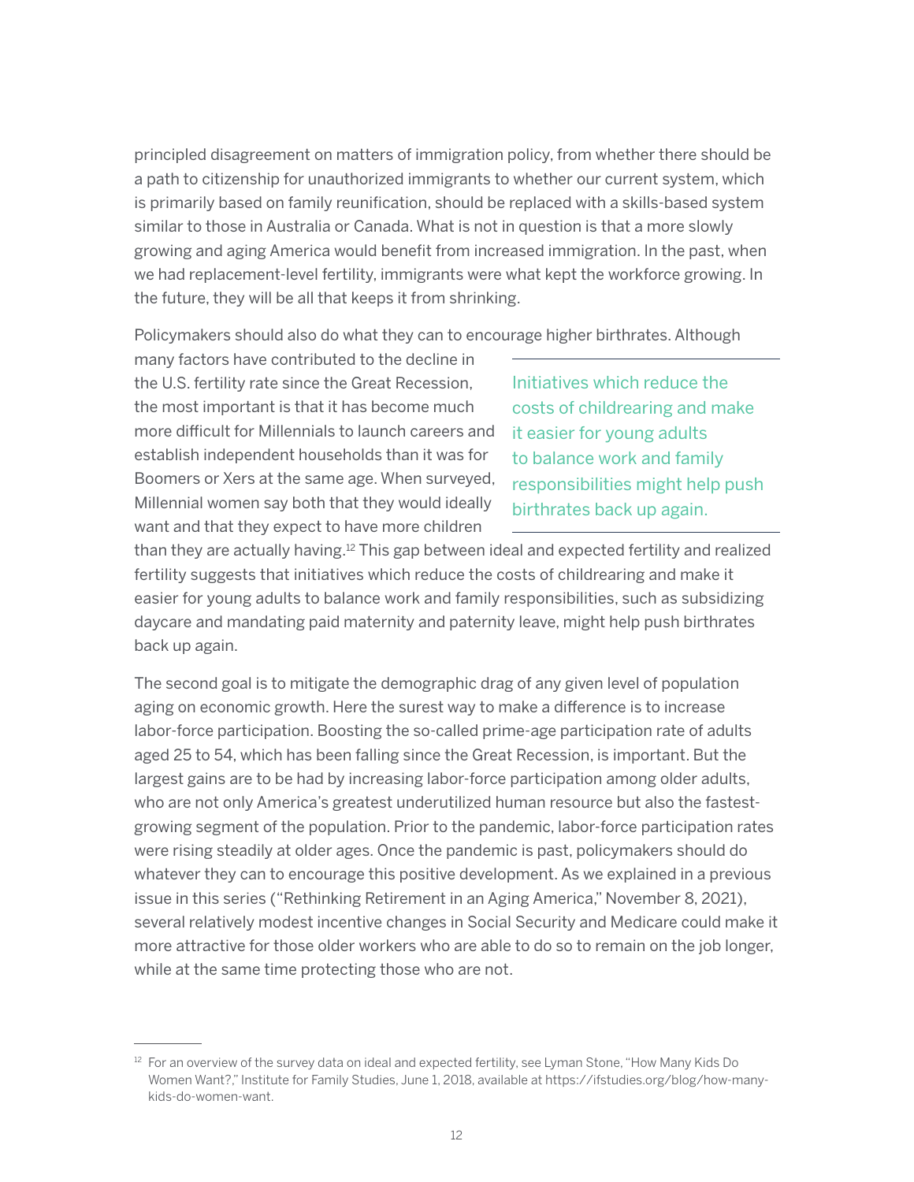principled disagreement on matters of immigration policy, from whether there should be a path to citizenship for unauthorized immigrants to whether our current system, which is primarily based on family reunification, should be replaced with a skills-based system similar to those in Australia or Canada. What is not in question is that a more slowly growing and aging America would benefit from increased immigration. In the past, when we had replacement-level fertility, immigrants were what kept the workforce growing. In the future, they will be all that keeps it from shrinking.

Policymakers should also do what they can to encourage higher birthrates. Although many factors have contributed to the decline in the U.S. fertility rate since the Great Recession, the most important is that it has become much more difficult for Millennials to launch careers and establish independent households than it was for Boomers or Xers at the same age. When surveyed, Millennial women say both that they would ideally want and that they expect to have more children than they are actually having.[12] This gap between ideal and expected fertility and realized fertility suggests that initiatives which reduce the costs of childrearing and make it easier for young adults to balance work and family responsibilities, such as subsidizing daycare and mandating paid maternity and paternity leave, might help push birthrates back up again.

> Initiatives which reduce the costs of childrearing and make it easier for young adults to balance work and family responsibilities might help push birthrates back up again.

The second goal is to mitigate the demographic drag of any given level of population aging on economic growth. Here the surest way to make a difference is to increase labor-force participation. Boosting the so-called prime-age participation rate of adults aged 25 to 54, which has been falling since the Great Recession, is important. But the largest gains are to be had by increasing labor-force participation among older adults, who are not only America's greatest underutilized human resource but also the fastest-growing segment of the population. Prior to the pandemic, labor-force participation rates were rising steadily at older ages. Once the pandemic is past, policymakers should do whatever they can to encourage this positive development. As we explained in a previous issue in this series ("Rethinking Retirement in an Aging America," November 8, 2021), several relatively modest incentive changes in Social Security and Medicare could make it more attractive for those older workers who are able to do so to remain on the job longer, while at the same time protecting those who are not.

---

[12] For an overview of the survey data on ideal and expected fertility, see Lyman Stone, "How Many Kids Do Women Want?," Institute for Family Studies, June 1, 2018, available at https://ifstudies.org/blog/how-many-kids-do-women-want.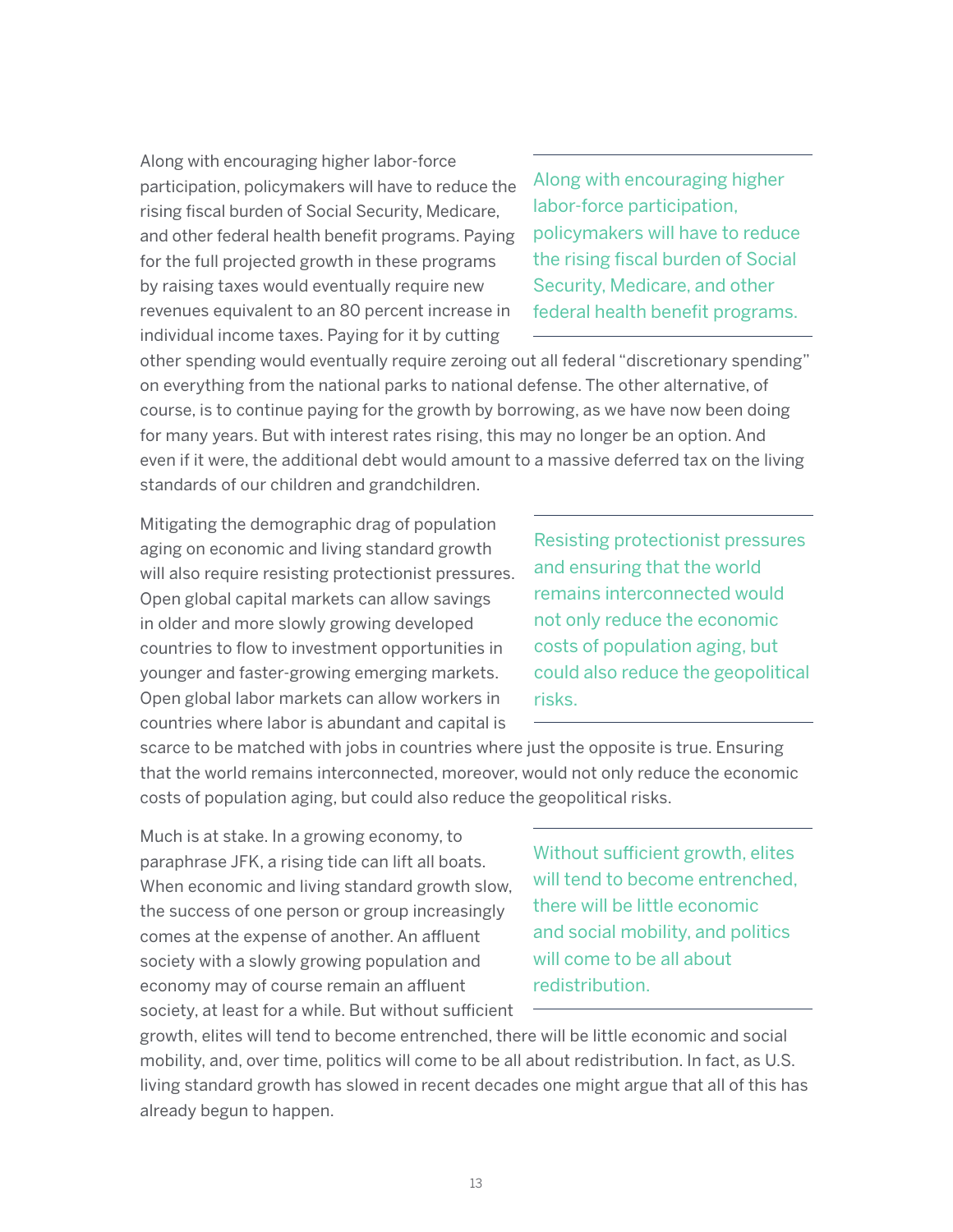Along with encouraging higher labor-force participation, policymakers will have to reduce the rising fiscal burden of Social Security, Medicare, and other federal health benefit programs. Paying for the full projected growth in these programs by raising taxes would eventually require new revenues equivalent to an 80 percent increase in individual income taxes. Paying for it by cutting other spending would eventually require zeroing out all federal "discretionary spending" on everything from the national parks to national defense. The other alternative, of course, is to continue paying for the growth by borrowing, as we have now been doing for many years. But with interest rates rising, this may no longer be an option. And even if it were, the additional debt would amount to a massive deferred tax on the living standards of our children and grandchildren.

> Along with encouraging higher labor-force participation, policymakers will have to reduce the rising fiscal burden of Social Security, Medicare, and other federal health benefit programs.

Mitigating the demographic drag of population aging on economic and living standard growth will also require resisting protectionist pressures. Open global capital markets can allow savings in older and more slowly growing developed countries to flow to investment opportunities in younger and faster-growing emerging markets. Open global labor markets can allow workers in countries where labor is abundant and capital is scarce to be matched with jobs in countries where just the opposite is true. Ensuring that the world remains interconnected, moreover, would not only reduce the economic costs of population aging, but could also reduce the geopolitical risks.

> Resisting protectionist pressures and ensuring that the world remains interconnected would not only reduce the economic costs of population aging, but could also reduce the geopolitical risks.

Much is at stake. In a growing economy, to paraphrase JFK, a rising tide can lift all boats. When economic and living standard growth slow, the success of one person or group increasingly comes at the expense of another. An affluent society with a slowly growing population and economy may of course remain an affluent society, at least for a while. But without sufficient growth, elites will tend to become entrenched, there will be little economic and social mobility, and, over time, politics will come to be all about redistribution. In fact, as U.S. living standard growth has slowed in recent decades one might argue that all of this has already begun to happen.

> Without sufficient growth, elites will tend to become entrenched, there will be little economic and social mobility, and politics will come to be all about redistribution.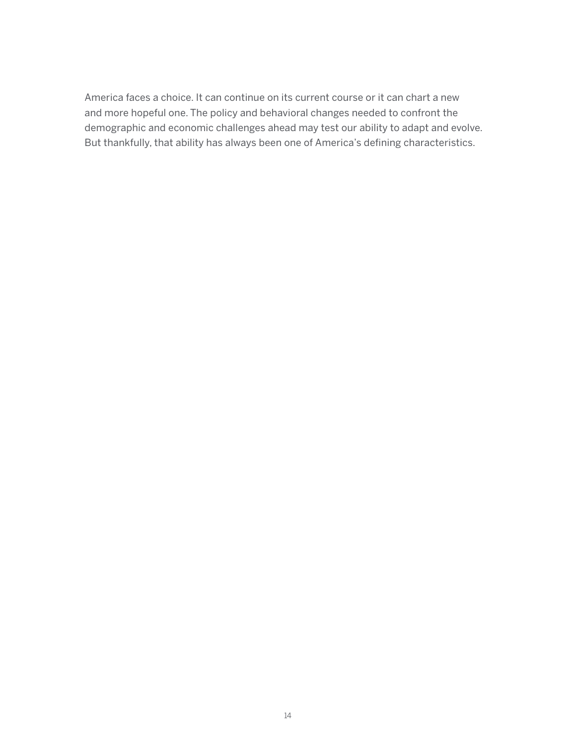America faces a choice. It can continue on its current course or it can chart a new and more hopeful one. The policy and behavioral changes needed to confront the demographic and economic challenges ahead may test our ability to adapt and evolve. But thankfully, that ability has always been one of America's defining characteristics.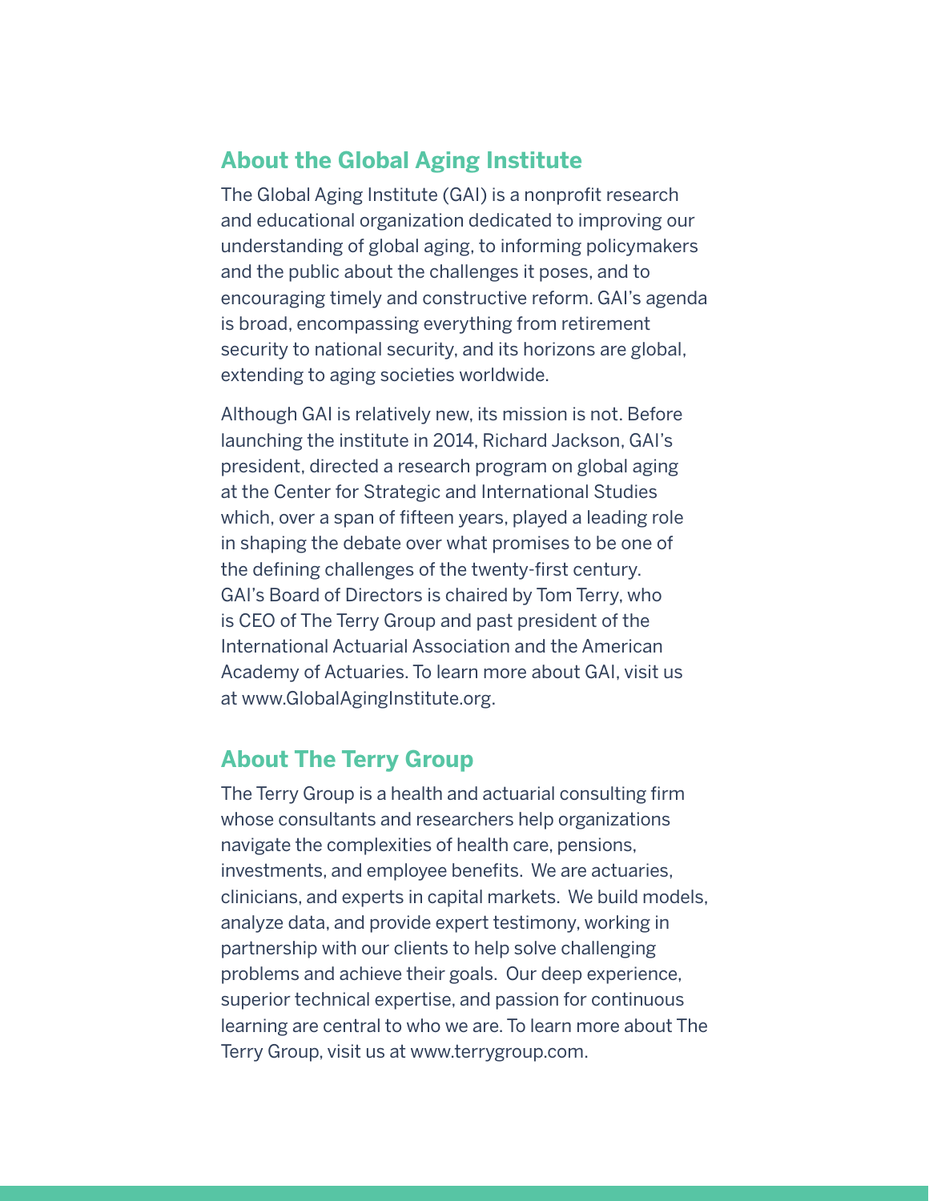## About the Global Aging Institute

The Global Aging Institute (GAI) is a nonprofit research and educational organization dedicated to improving our understanding of global aging, to informing policymakers and the public about the challenges it poses, and to encouraging timely and constructive reform. GAI's agenda is broad, encompassing everything from retirement security to national security, and its horizons are global, extending to aging societies worldwide.

Although GAI is relatively new, its mission is not. Before launching the institute in 2014, Richard Jackson, GAI's president, directed a research program on global aging at the Center for Strategic and International Studies which, over a span of fifteen years, played a leading role in shaping the debate over what promises to be one of the defining challenges of the twenty-first century. GAI's Board of Directors is chaired by Tom Terry, who is CEO of The Terry Group and past president of the International Actuarial Association and the American Academy of Actuaries. To learn more about GAI, visit us at www.GlobalAgingInstitute.org.

## About The Terry Group

The Terry Group is a health and actuarial consulting firm whose consultants and researchers help organizations navigate the complexities of health care, pensions, investments, and employee benefits. We are actuaries, clinicians, and experts in capital markets. We build models, analyze data, and provide expert testimony, working in partnership with our clients to help solve challenging problems and achieve their goals. Our deep experience, superior technical expertise, and passion for continuous learning are central to who we are. To learn more about The Terry Group, visit us at www.terrygroup.com.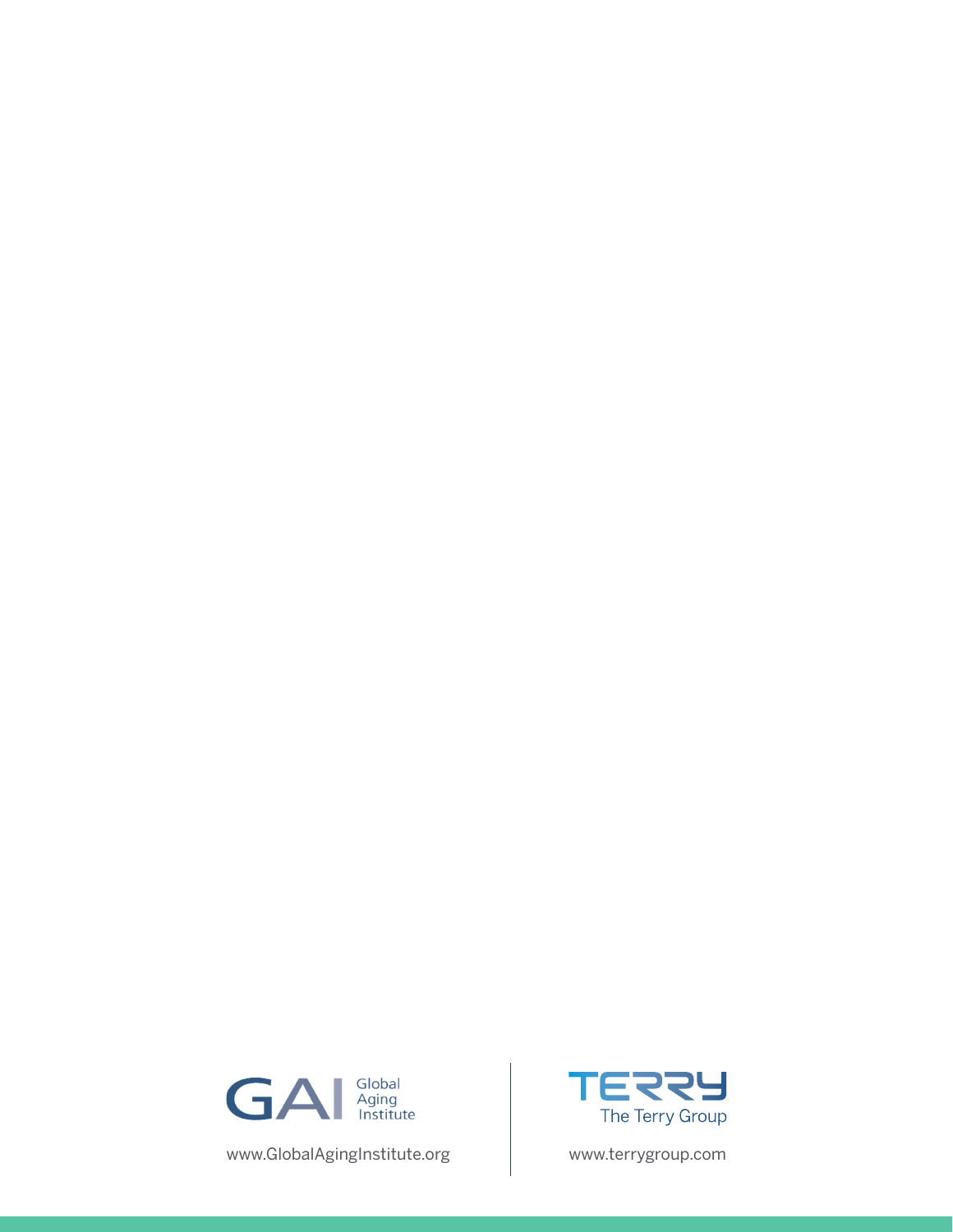GAI Global Aging Institute

www.GlobalAgingInstitute.org

TERRY The Terry Group

www.terrygroup.com